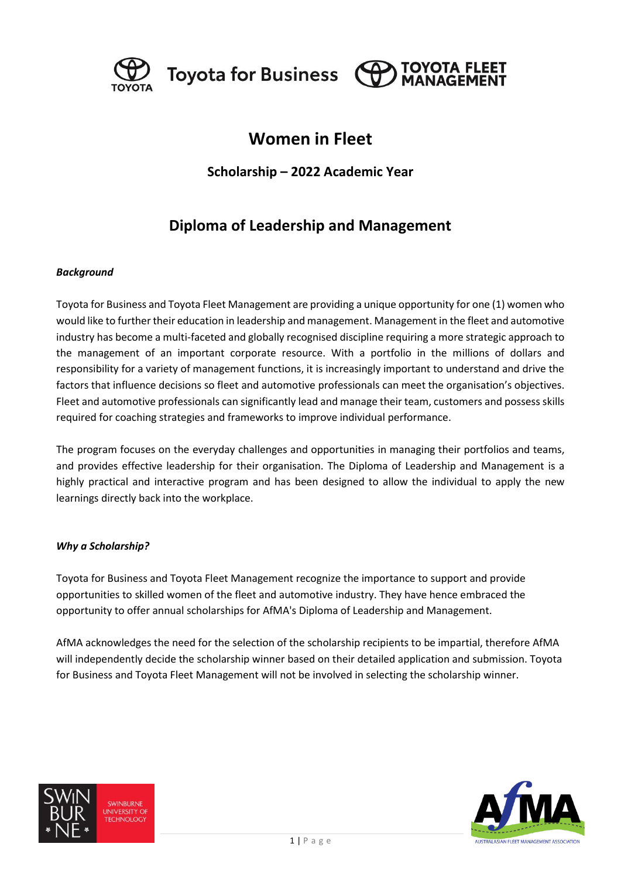# Women in Fleet

## Scholarship – 2022 Academic Year

## Diploma of Leadership and Management

***Background***

Toyota for Business and Toyota Fleet Management are providing a unique opportunity for one (1) women who would like to further their education in leadership and management. Management in the fleet and automotive industry has become a multi-faceted and globally recognised discipline requiring a more strategic approach to the management of an important corporate resource. With a portfolio in the millions of dollars and responsibility for a variety of management functions, it is increasingly important to understand and drive the factors that influence decisions so fleet and automotive professionals can meet the organisation's objectives. Fleet and automotive professionals can significantly lead and manage their team, customers and possess skills required for coaching strategies and frameworks to improve individual performance.

The program focuses on the everyday challenges and opportunities in managing their portfolios and teams, and provides effective leadership for their organisation. The Diploma of Leadership and Management is a highly practical and interactive program and has been designed to allow the individual to apply the new learnings directly back into the workplace.

***Why a Scholarship?***

Toyota for Business and Toyota Fleet Management recognize the importance to support and provide opportunities to skilled women of the fleet and automotive industry. They have hence embraced the opportunity to offer annual scholarships for AfMA's Diploma of Leadership and Management.

AfMA acknowledges the need for the selection of the scholarship recipients to be impartial, therefore AfMA will independently decide the scholarship winner based on their detailed application and submission. Toyota for Business and Toyota Fleet Management will not be involved in selecting the scholarship winner.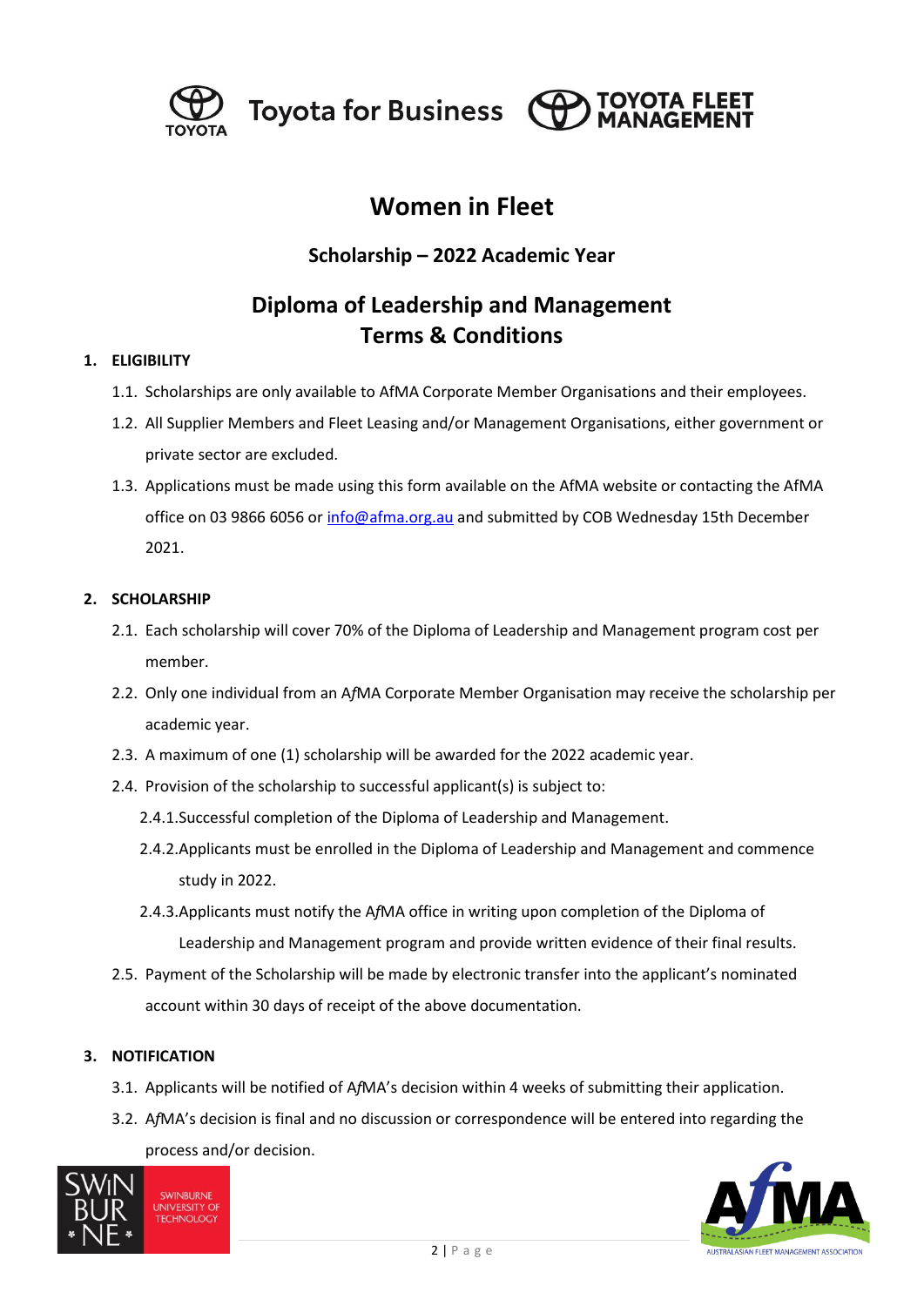Toyota for Business TOYOTA FLEET MANAGEMENT

# Women in Fleet

## Scholarship – 2022 Academic Year

## Diploma of Leadership and Management Terms & Conditions

### 1. ELIGIBILITY

1.1. Scholarships are only available to AfMA Corporate Member Organisations and their employees.

1.2. All Supplier Members and Fleet Leasing and/or Management Organisations, either government or private sector are excluded.

1.3. Applications must be made using this form available on the AfMA website or contacting the AfMA office on 03 9866 6056 or info@afma.org.au and submitted by COB Wednesday 15th December 2021.

### 2. SCHOLARSHIP

2.1. Each scholarship will cover 70% of the Diploma of Leadership and Management program cost per member.

2.2. Only one individual from an A*f*MA Corporate Member Organisation may receive the scholarship per academic year.

2.3. A maximum of one (1) scholarship will be awarded for the 2022 academic year.

2.4. Provision of the scholarship to successful applicant(s) is subject to:

2.4.1. Successful completion of the Diploma of Leadership and Management.

2.4.2. Applicants must be enrolled in the Diploma of Leadership and Management and commence study in 2022.

2.4.3. Applicants must notify the A*f*MA office in writing upon completion of the Diploma of Leadership and Management program and provide written evidence of their final results.

2.5. Payment of the Scholarship will be made by electronic transfer into the applicant's nominated account within 30 days of receipt of the above documentation.

### 3. NOTIFICATION

3.1. Applicants will be notified of A*f*MA's decision within 4 weeks of submitting their application.

3.2. A*f*MA's decision is final and no discussion or correspondence will be entered into regarding the process and/or decision.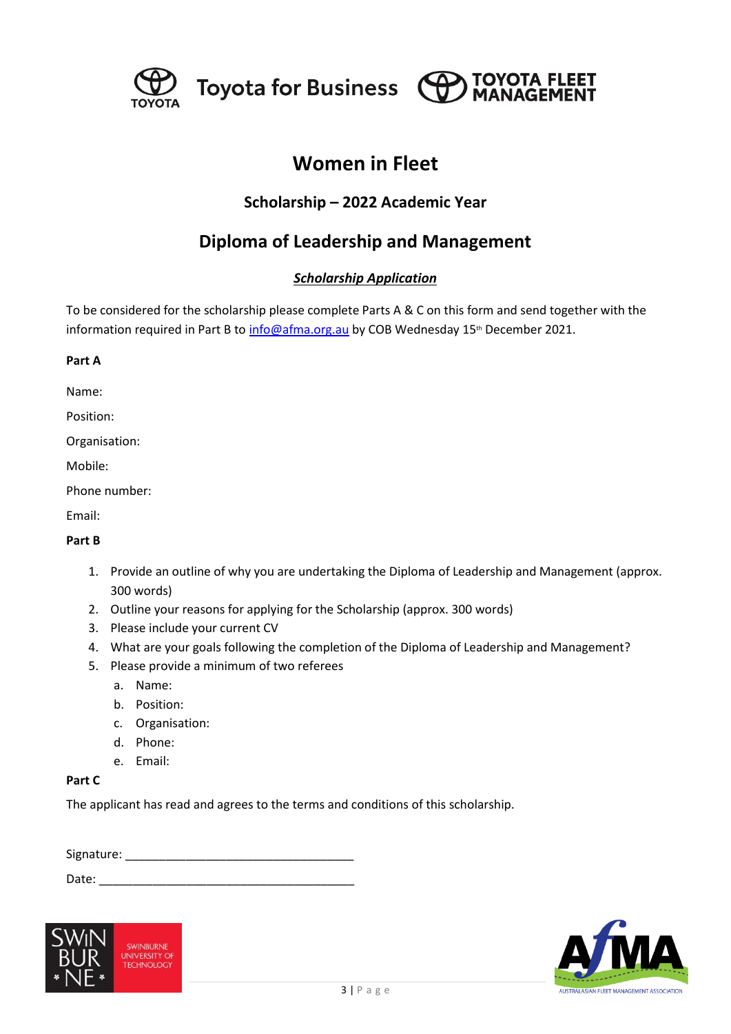# Women in Fleet

## Scholarship – 2022 Academic Year

## Diploma of Leadership and Management

***Scholarship Application***

To be considered for the scholarship please complete Parts A & C on this form and send together with the information required in Part B to info@afma.org.au by COB Wednesday 15th December 2021.

**Part A**

Name:

Position:

Organisation:

Mobile:

Phone number:

Email:

**Part B**

1. Provide an outline of why you are undertaking the Diploma of Leadership and Management (approx. 300 words)
2. Outline your reasons for applying for the Scholarship (approx. 300 words)
3. Please include your current CV
4. What are your goals following the completion of the Diploma of Leadership and Management?
5. Please provide a minimum of two referees
   a. Name:
   b. Position:
   c. Organisation:
   d. Phone:
   e. Email:

**Part C**

The applicant has read and agrees to the terms and conditions of this scholarship.

Signature: ___________________________________

Date: ______________________________________